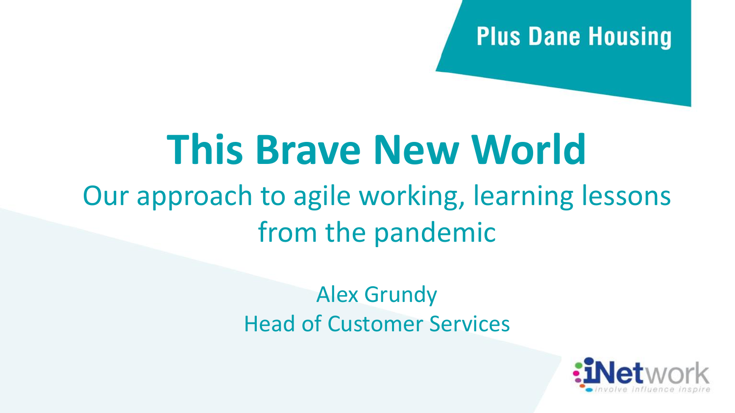Plus Dane Housing

# This Brave New World

## Our approach to agile working, learning lessons from the pandemic

Alex Grundy
Head of Customer Services

iNetwork
involve influence inspire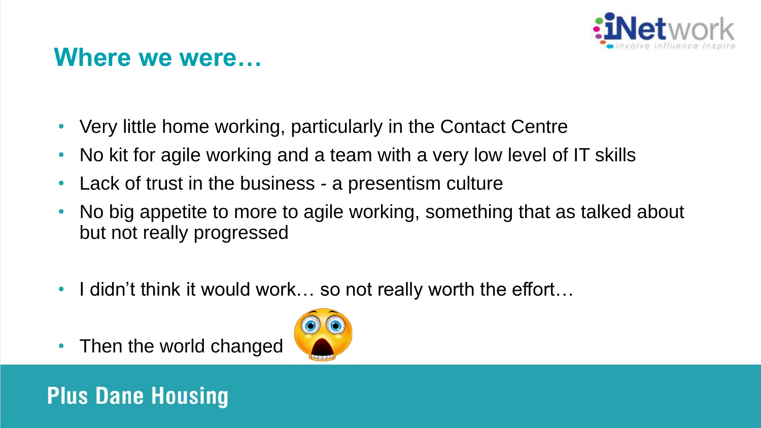## Where we were…

- Very little home working, particularly in the Contact Centre
- No kit for agile working and a team with a very low level of IT skills
- Lack of trust in the business - a presentism culture
- No big appetite to more to agile working, something that as talked about but not really progressed

- I didn't think it would work… so not really worth the effort…
- Then the world changed

Plus Dane Housing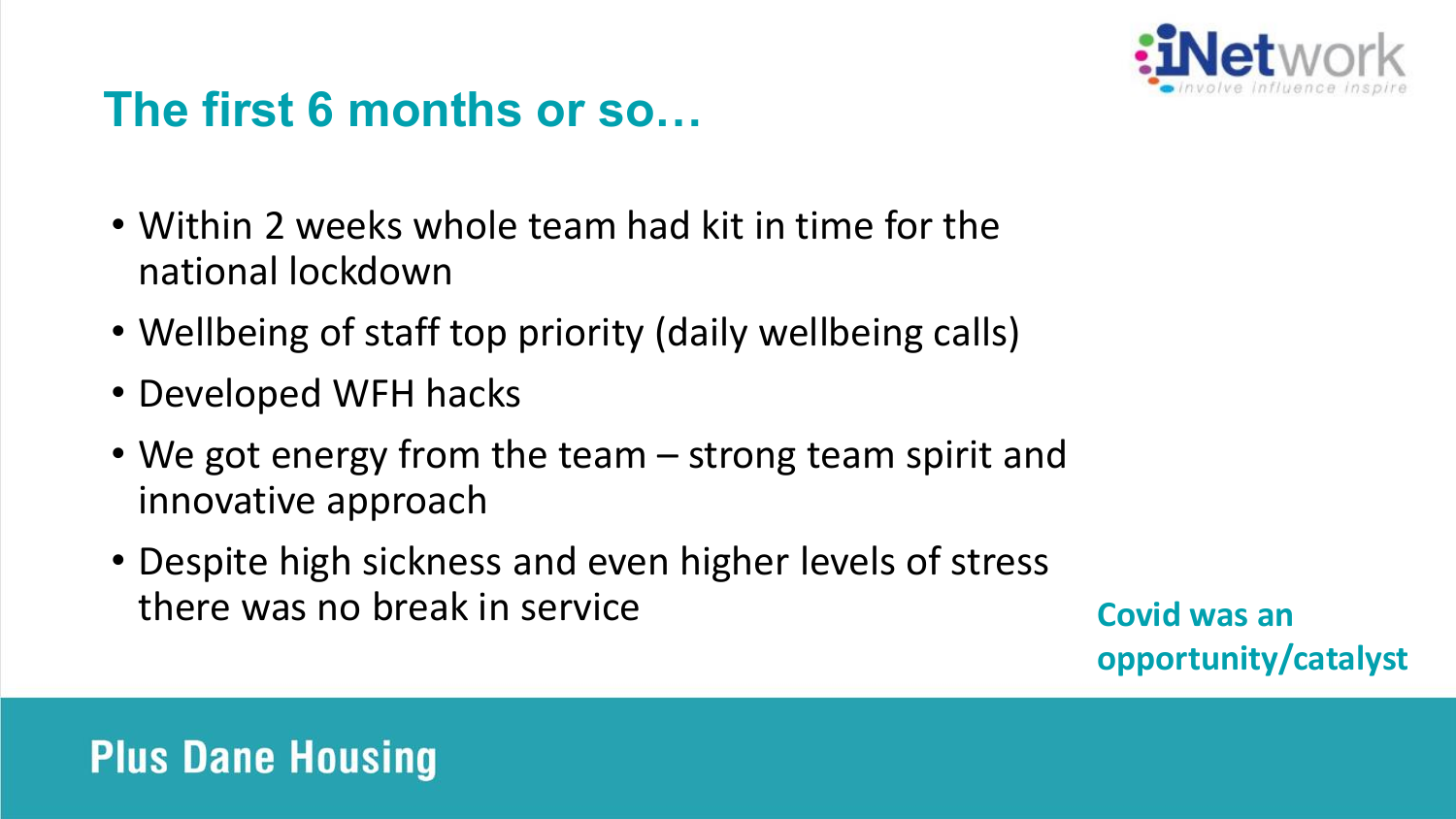## The first 6 months or so…

- Within 2 weeks whole team had kit in time for the national lockdown
- Wellbeing of staff top priority (daily wellbeing calls)
- Developed WFH hacks
- We got energy from the team – strong team spirit and innovative approach
- Despite high sickness and even higher levels of stress there was no break in service

**Covid was an opportunity/catalyst**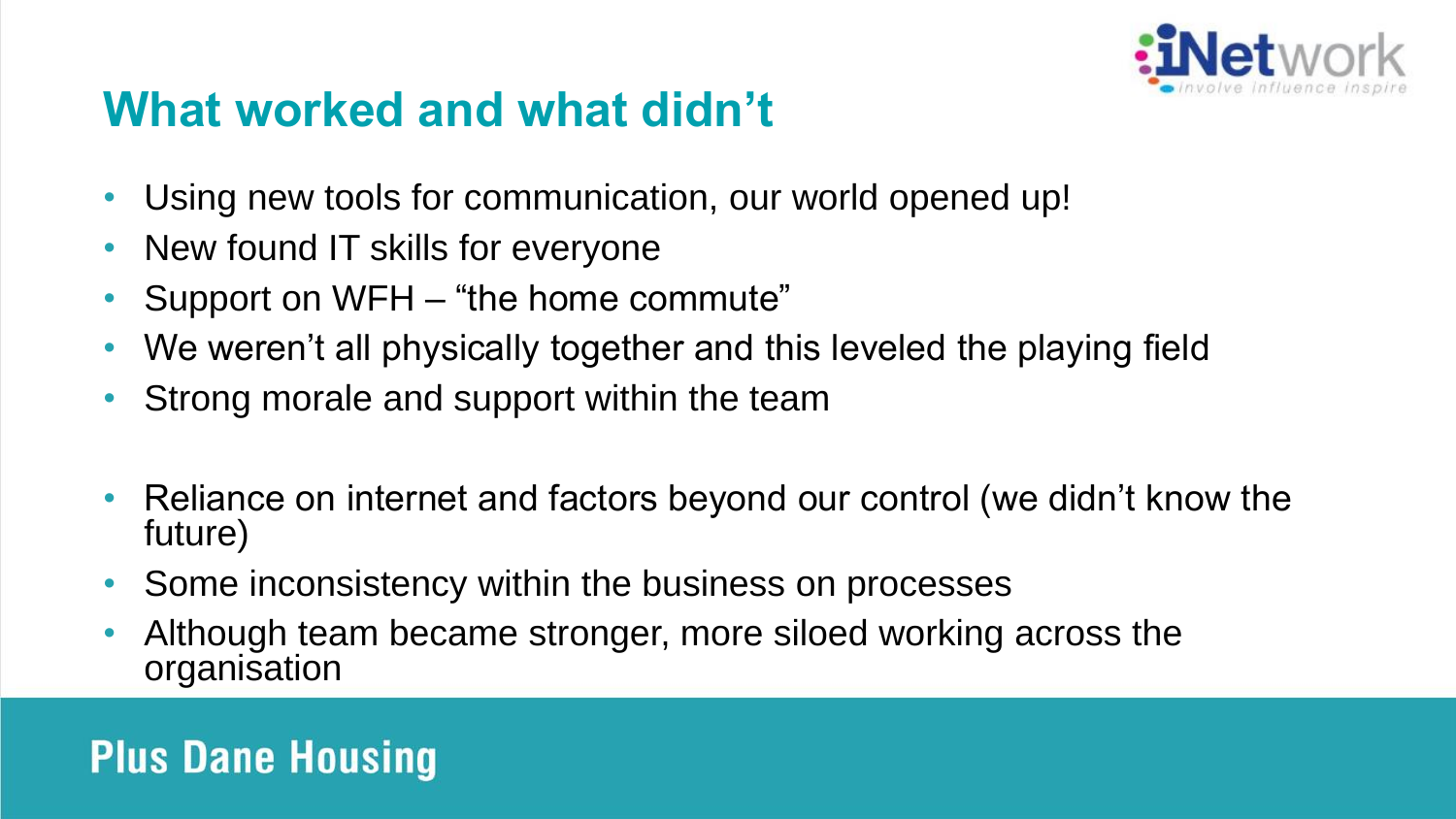## What worked and what didn't

- Using new tools for communication, our world opened up!
- New found IT skills for everyone
- Support on WFH – "the home commute"
- We weren't all physically together and this leveled the playing field
- Strong morale and support within the team

- Reliance on internet and factors beyond our control (we didn't know the future)
- Some inconsistency within the business on processes
- Although team became stronger, more siloed working across the organisation

**Plus Dane Housing**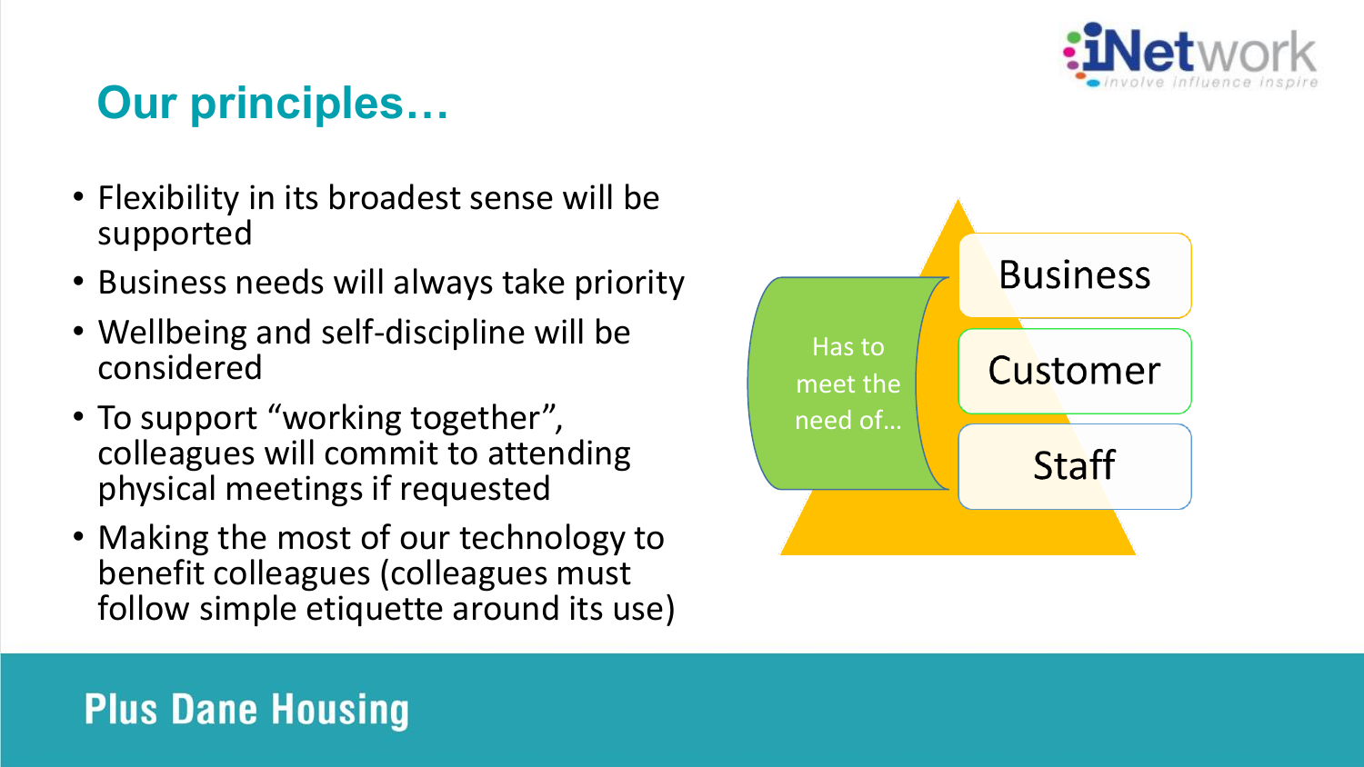# Our principles…

- Flexibility in its broadest sense will be supported
- Business needs will always take priority
- Wellbeing and self-discipline will be considered
- To support "working together", colleagues will commit to attending physical meetings if requested
- Making the most of our technology to benefit colleagues (colleagues must follow simple etiquette around its use)

Has to meet the need of…

- Business
- Customer
- Staff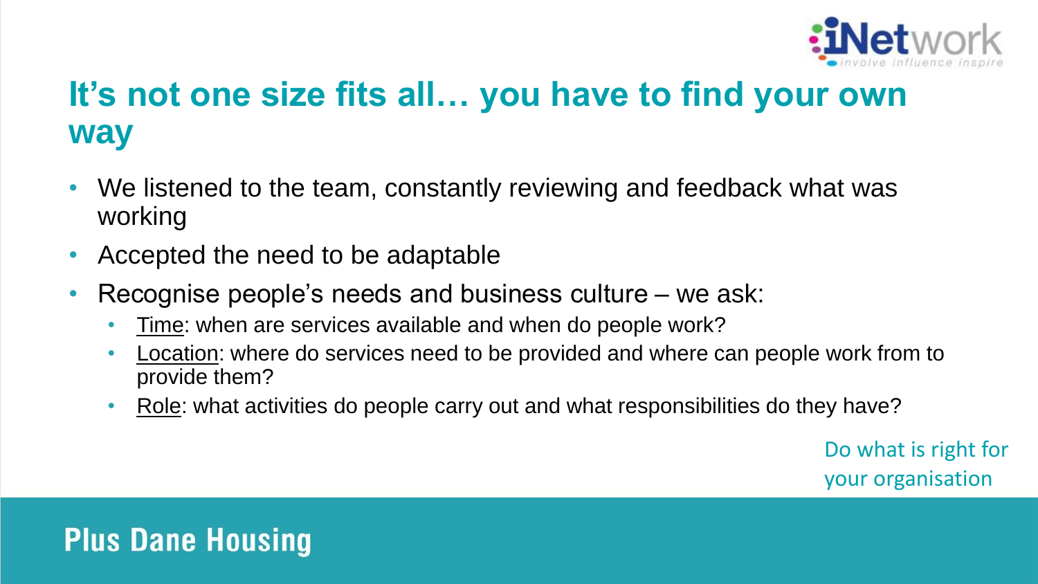# It's not one size fits all… you have to find your own way

- We listened to the team, constantly reviewing and feedback what was working
- Accepted the need to be adaptable
- Recognise people's needs and business culture – we ask:
  - Time: when are services available and when do people work?
  - Location: where do services need to be provided and where can people work from to provide them?
  - Role: what activities do people carry out and what responsibilities do they have?

Do what is right for your organisation

Plus Dane Housing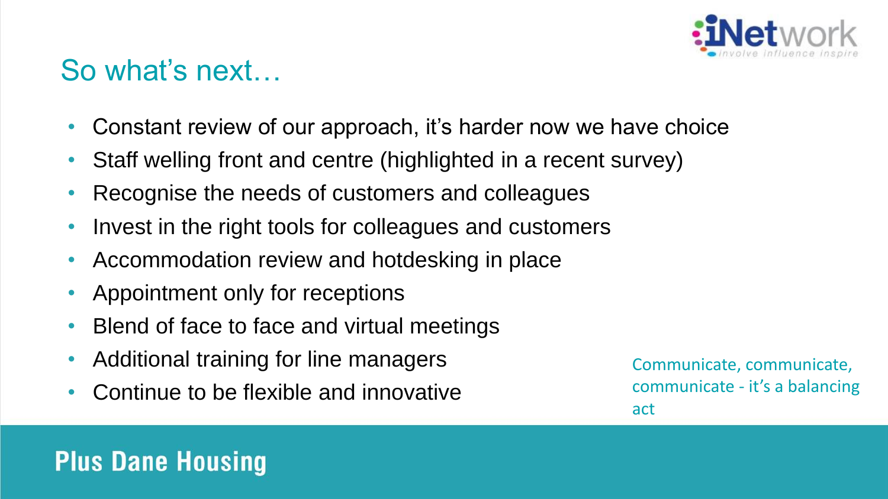## So what's next…

- Constant review of our approach, it's harder now we have choice
- Staff welling front and centre (highlighted in a recent survey)
- Recognise the needs of customers and colleagues
- Invest in the right tools for colleagues and customers
- Accommodation review and hotdesking in place
- Appointment only for receptions
- Blend of face to face and virtual meetings
- Additional training for line managers
- Continue to be flexible and innovative

Communicate, communicate, communicate - it's a balancing act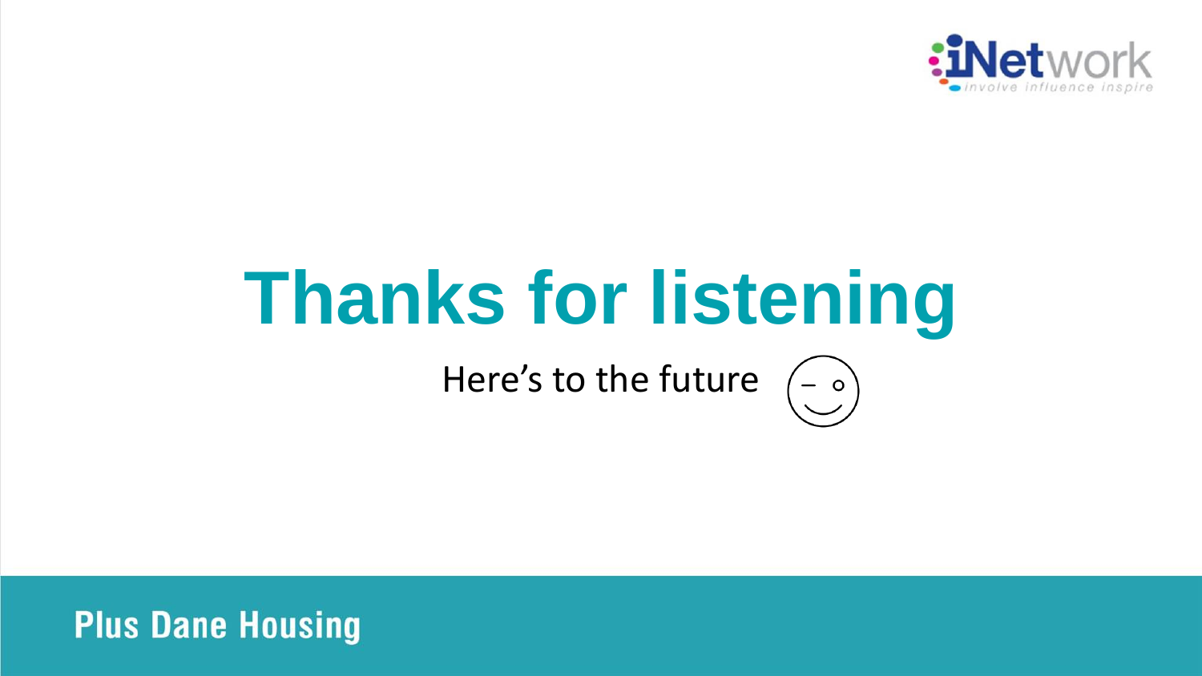# Thanks for listening

Here's to the future

Plus Dane Housing